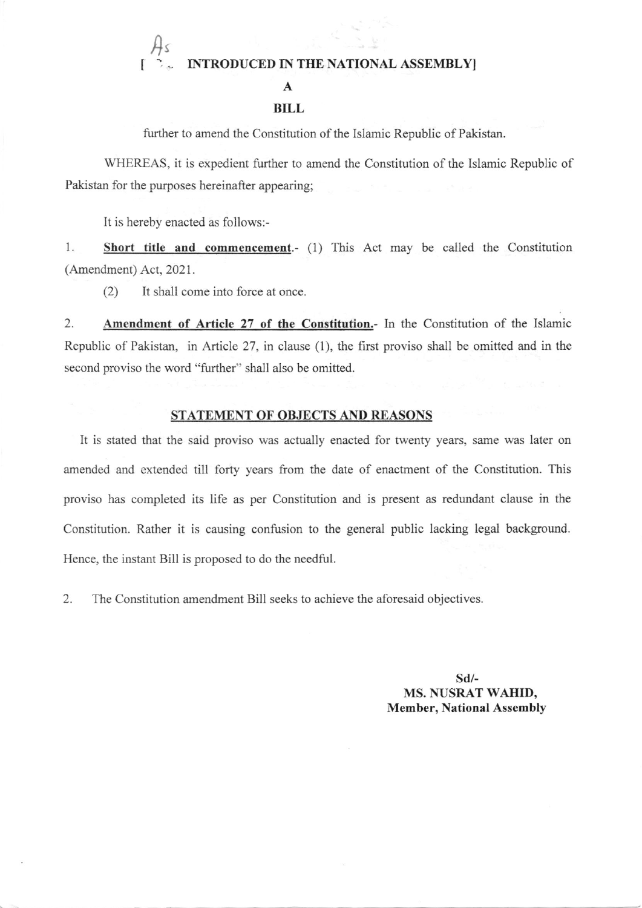[ As INTRODUCED IN THE NATIONAL ASSEMBLY]

**A**

**BILL**

further to amend the Constitution of the Islamic Republic of Pakistan.

WHEREAS, it is expedient further to amend the Constitution of the Islamic Republic of Pakistan for the purposes hereinafter appearing;

It is hereby enacted as follows:-

1. **Short title and commencement**.- (1) This Act may be called the Constitution (Amendment) Act, 2021.

   (2) It shall come into force at once.

2. **Amendment of Article 27 of the Constitution.**- In the Constitution of the Islamic Republic of Pakistan, in Article 27, in clause (1), the first proviso shall be omitted and in the second proviso the word "further" shall also be omitted.

## STATEMENT OF OBJECTS AND REASONS

It is stated that the said proviso was actually enacted for twenty years, same was later on amended and extended till forty years from the date of enactment of the Constitution. This proviso has completed its life as per Constitution and is present as redundant clause in the Constitution. Rather it is causing confusion to the general public lacking legal background. Hence, the instant Bill is proposed to do the needful.

2. The Constitution amendment Bill seeks to achieve the aforesaid objectives.

**Sd/-**
**MS. NUSRAT WAHID,**
**Member, National Assembly**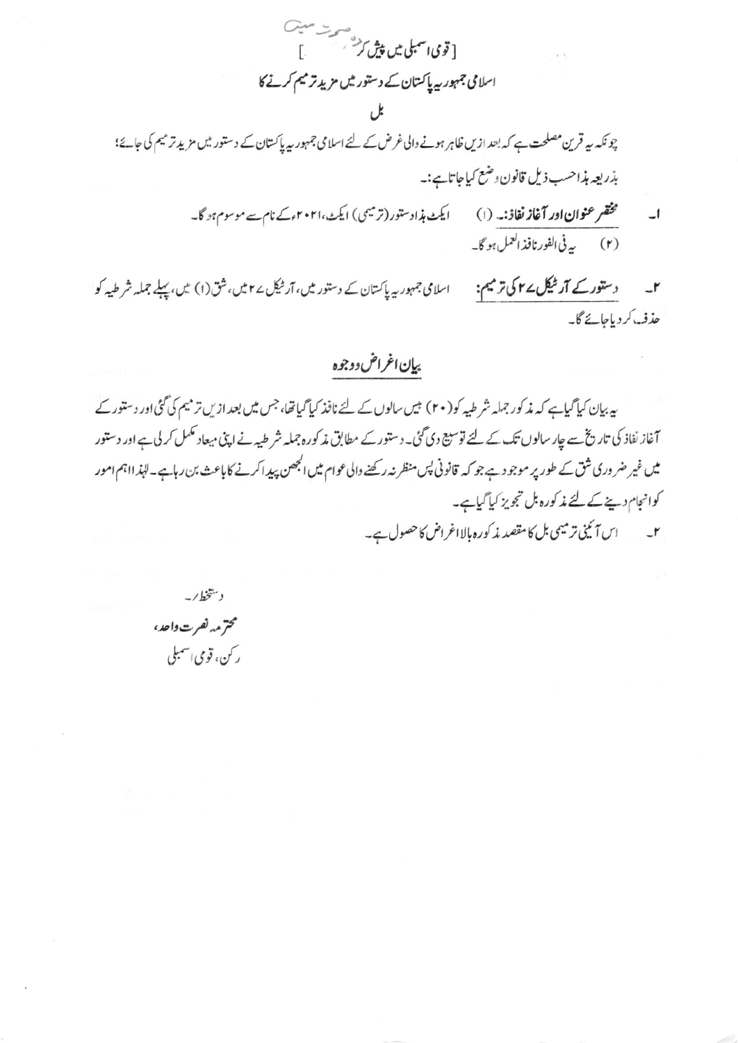[قومی اسمبلی میں پیش کردہ صورت میں]

اسلامی جمہوریہ پاکستان کے دستور میں مزید ترمیم کرنے کا

بل

چونکہ یہ قرین مصلحت ہے کہ بعد ازیں ظاہر ہونے والی غرض کے لئے اسلامی جمہوریہ پاکستان کے دستور میں مزید ترمیم کی جائے؛

بذریعہ ہذا حسب ذیل قانون وضع کیا جاتا ہے:۔

۱۔ **مختصر عنوان اور آغاز نفاذ:۔** (۱) ایکٹ ہذا دستور (ترمیمی) ایکٹ، ۲۰۲۱ء کے نام سے موسوم ہوگا۔

(۲) یہ فی الفور نافذ العمل ہوگا۔

۲۔ **دستور کے آرٹیکل ۲۷ کی ترمیم:** اسلامی جمہوریہ پاکستان کے دستور میں، آرٹیکل ۲۷ میں، شق (۱) میں، پہلے جملہ شرطیہ کو حذف کر دیا جائے گا۔

## بیان اغراض ووجوہ

یہ بیان کیا گیا ہے کہ مذکور جملہ شرطیہ کو (۲۰) بیس سالوں کے لئے نافذ کیا گیا تھا، جس میں بعد ازیں ترمیم کی گئی اور دستور کے آغاز نفاذ کی تاریخ سے چار سالوں تک کے لئے توسیع دی گئی۔ دستور کے مطابق مذکورہ جملہ شرطیہ نے اپنی میعاد مکمل کر لی ہے اور دستور میں غیر ضروری شق کے طور پر موجود ہے جو کہ قانونی پس منظر نہ رکھنے والی عوام میں الجھن پیدا کرنے کا باعث بن رہا ہے۔ لہٰذا اہم امور کو انجام دینے کے لئے مذکورہ بل تجویز کیا گیا ہے۔

۲۔ اس آئینی ترمیمی بل کا مقصد مذکورہ بالا اغراض کا حصول ہے۔

دستخط/۔

محترمہ نصرت واحد،

رکن، قومی اسمبلی